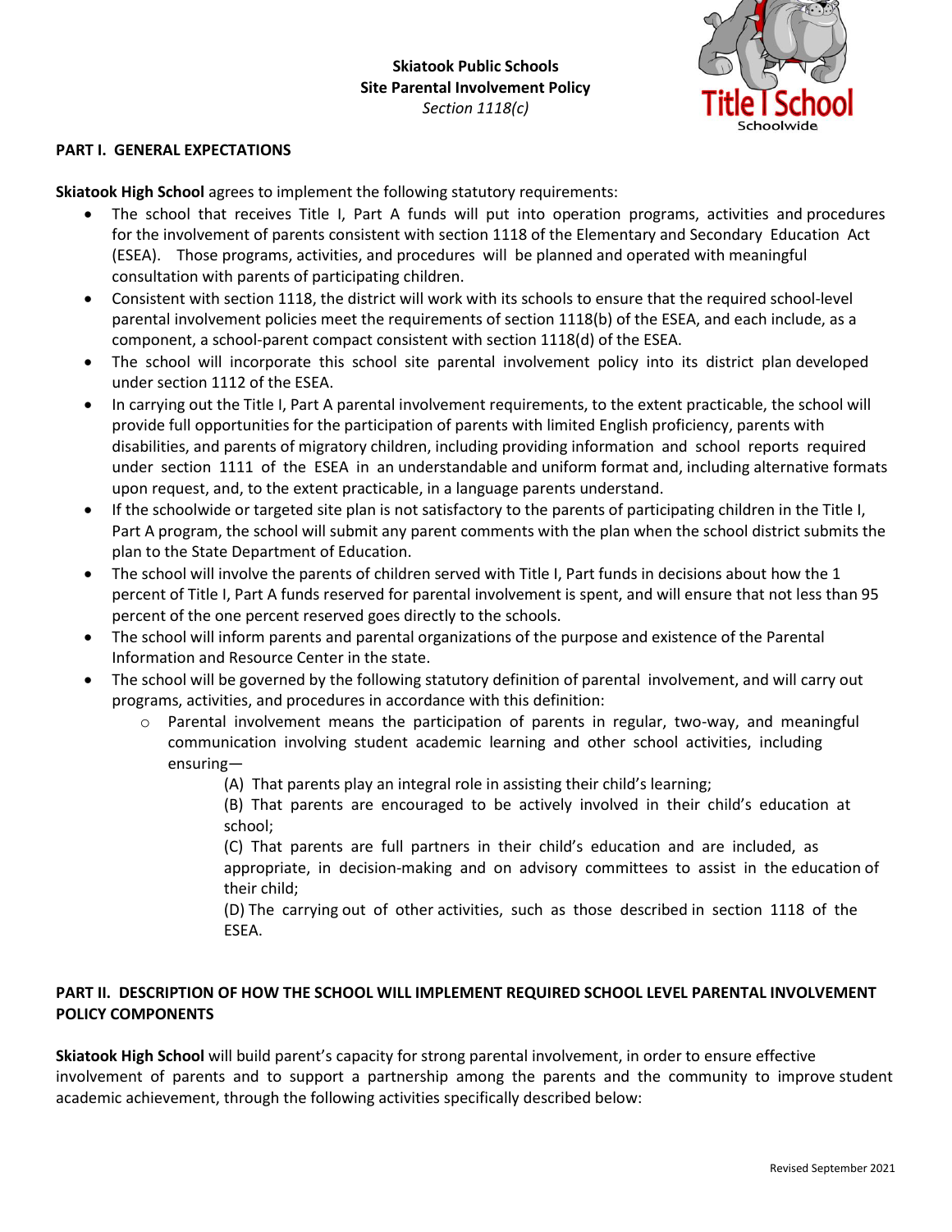**Skiatook Public Schools**
**Site Parental Involvement Policy**
*Section 1118(c)*

Title I School
Schoolwide

## PART I. GENERAL EXPECTATIONS

**Skiatook High School** agrees to implement the following statutory requirements:

- The school that receives Title I, Part A funds will put into operation programs, activities and procedures for the involvement of parents consistent with section 1118 of the Elementary and Secondary Education Act (ESEA). Those programs, activities, and procedures will be planned and operated with meaningful consultation with parents of participating children.
- Consistent with section 1118, the district will work with its schools to ensure that the required school-level parental involvement policies meet the requirements of section 1118(b) of the ESEA, and each include, as a component, a school-parent compact consistent with section 1118(d) of the ESEA.
- The school will incorporate this school site parental involvement policy into its district plan developed under section 1112 of the ESEA.
- In carrying out the Title I, Part A parental involvement requirements, to the extent practicable, the school will provide full opportunities for the participation of parents with limited English proficiency, parents with disabilities, and parents of migratory children, including providing information and school reports required under section 1111 of the ESEA in an understandable and uniform format and, including alternative formats upon request, and, to the extent practicable, in a language parents understand.
- If the schoolwide or targeted site plan is not satisfactory to the parents of participating children in the Title I, Part A program, the school will submit any parent comments with the plan when the school district submits the plan to the State Department of Education.
- The school will involve the parents of children served with Title I, Part funds in decisions about how the 1 percent of Title I, Part A funds reserved for parental involvement is spent, and will ensure that not less than 95 percent of the one percent reserved goes directly to the schools.
- The school will inform parents and parental organizations of the purpose and existence of the Parental Information and Resource Center in the state.
- The school will be governed by the following statutory definition of parental involvement, and will carry out programs, activities, and procedures in accordance with this definition:
    - Parental involvement means the participation of parents in regular, two-way, and meaningful communication involving student academic learning and other school activities, including ensuring—

        (A) That parents play an integral role in assisting their child's learning;

        (B) That parents are encouraged to be actively involved in their child's education at school;

        (C) That parents are full partners in their child's education and are included, as appropriate, in decision-making and on advisory committees to assist in the education of their child;

        (D) The carrying out of other activities, such as those described in section 1118 of the ESEA.

## PART II. DESCRIPTION OF HOW THE SCHOOL WILL IMPLEMENT REQUIRED SCHOOL LEVEL PARENTAL INVOLVEMENT POLICY COMPONENTS

**Skiatook High School** will build parent's capacity for strong parental involvement, in order to ensure effective involvement of parents and to support a partnership among the parents and the community to improve student academic achievement, through the following activities specifically described below:

Revised September 2021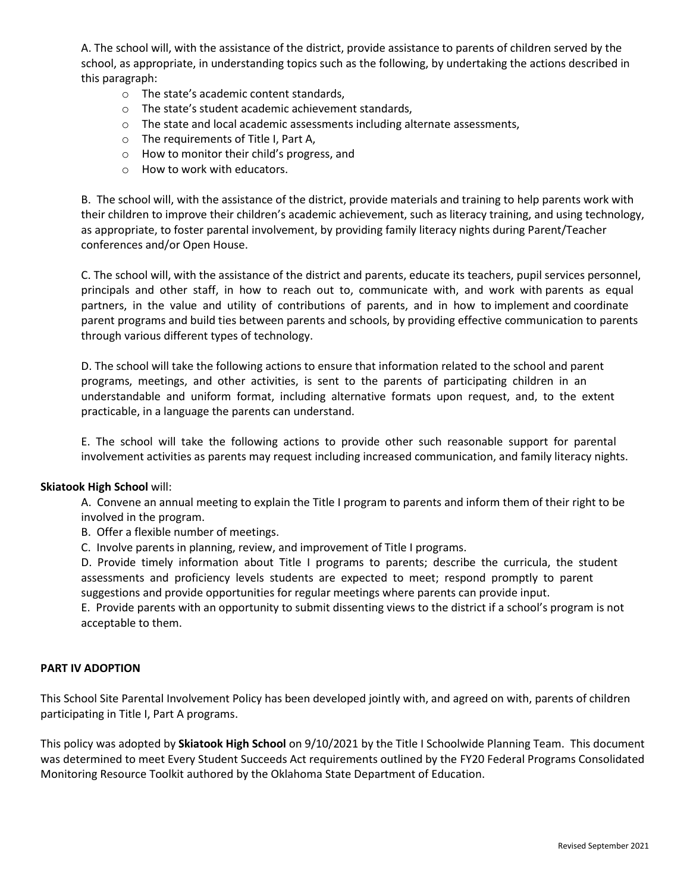A. The school will, with the assistance of the district, provide assistance to parents of children served by the school, as appropriate, in understanding topics such as the following, by undertaking the actions described in this paragraph:

- The state's academic content standards,
- The state's student academic achievement standards,
- The state and local academic assessments including alternate assessments,
- The requirements of Title I, Part A,
- How to monitor their child's progress, and
- How to work with educators.

B. The school will, with the assistance of the district, provide materials and training to help parents work with their children to improve their children's academic achievement, such as literacy training, and using technology, as appropriate, to foster parental involvement, by providing family literacy nights during Parent/Teacher conferences and/or Open House.

C. The school will, with the assistance of the district and parents, educate its teachers, pupil services personnel, principals and other staff, in how to reach out to, communicate with, and work with parents as equal partners, in the value and utility of contributions of parents, and in how to implement and coordinate parent programs and build ties between parents and schools, by providing effective communication to parents through various different types of technology.

D. The school will take the following actions to ensure that information related to the school and parent programs, meetings, and other activities, is sent to the parents of participating children in an understandable and uniform format, including alternative formats upon request, and, to the extent practicable, in a language the parents can understand.

E. The school will take the following actions to provide other such reasonable support for parental involvement activities as parents may request including increased communication, and family literacy nights.

**Skiatook High School** will:

A. Convene an annual meeting to explain the Title I program to parents and inform them of their right to be involved in the program.
B. Offer a flexible number of meetings.
C. Involve parents in planning, review, and improvement of Title I programs.
D. Provide timely information about Title I programs to parents; describe the curricula, the student assessments and proficiency levels students are expected to meet; respond promptly to parent suggestions and provide opportunities for regular meetings where parents can provide input.
E. Provide parents with an opportunity to submit dissenting views to the district if a school's program is not acceptable to them.

**PART IV ADOPTION**

This School Site Parental Involvement Policy has been developed jointly with, and agreed on with, parents of children participating in Title I, Part A programs.

This policy was adopted by **Skiatook High School** on 9/10/2021 by the Title I Schoolwide Planning Team. This document was determined to meet Every Student Succeeds Act requirements outlined by the FY20 Federal Programs Consolidated Monitoring Resource Toolkit authored by the Oklahoma State Department of Education.

Revised September 2021